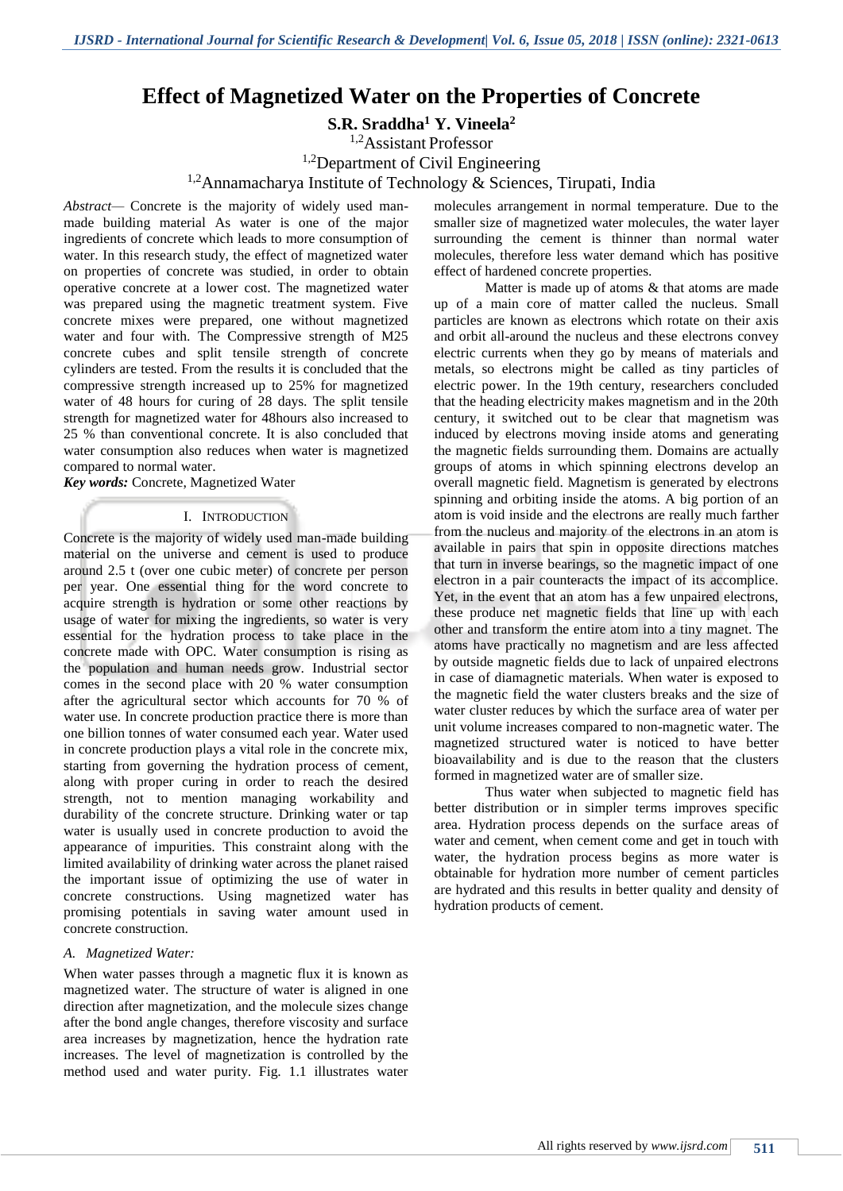# Effect of Magnetized Water on the Properties of Concrete

**S.R. Sraddha[1] Y. Vineela[2]**

[1,2]Assistant Professor

[1,2]Department of Civil Engineering

[1,2]Annamacharya Institute of Technology & Sciences, Tirupati, India

*Abstract*— Concrete is the majority of widely used man-made building material As water is one of the major ingredients of concrete which leads to more consumption of water. In this research study, the effect of magnetized water on properties of concrete was studied, in order to obtain operative concrete at a lower cost. The magnetized water was prepared using the magnetic treatment system. Five concrete mixes were prepared, one without magnetized water and four with. The Compressive strength of M25 concrete cubes and split tensile strength of concrete cylinders are tested. From the results it is concluded that the compressive strength increased up to 25% for magnetized water of 48 hours for curing of 28 days. The split tensile strength for magnetized water for 48hours also increased to 25 % than conventional concrete. It is also concluded that water consumption also reduces when water is magnetized compared to normal water.

***Key words:*** Concrete, Magnetized Water

## I. Introduction

Concrete is the majority of widely used man-made building material on the universe and cement is used to produce around 2.5 t (over one cubic meter) of concrete per person per year. One essential thing for the word concrete to acquire strength is hydration or some other reactions by usage of water for mixing the ingredients, so water is very essential for the hydration process to take place in the concrete made with OPC. Water consumption is rising as the population and human needs grow. Industrial sector comes in the second place with 20 % water consumption after the agricultural sector which accounts for 70 % of water use. In concrete production practice there is more than one billion tonnes of water consumed each year. Water used in concrete production plays a vital role in the concrete mix, starting from governing the hydration process of cement, along with proper curing in order to reach the desired strength, not to mention managing workability and durability of the concrete structure. Drinking water or tap water is usually used in concrete production to avoid the appearance of impurities. This constraint along with the limited availability of drinking water across the planet raised the important issue of optimizing the use of water in concrete constructions. Using magnetized water has promising potentials in saving water amount used in concrete construction.

### A. Magnetized Water:

When water passes through a magnetic flux it is known as magnetized water. The structure of water is aligned in one direction after magnetization, and the molecule sizes change after the bond angle changes, therefore viscosity and surface area increases by magnetization, hence the hydration rate increases. The level of magnetization is controlled by the method used and water purity. Fig. 1.1 illustrates water molecules arrangement in normal temperature. Due to the smaller size of magnetized water molecules, the water layer surrounding the cement is thinner than normal water molecules, therefore less water demand which has positive effect of hardened concrete properties.

Matter is made up of atoms & that atoms are made up of a main core of matter called the nucleus. Small particles are known as electrons which rotate on their axis and orbit all-around the nucleus and these electrons convey electric currents when they go by means of materials and metals, so electrons might be called as tiny particles of electric power. In the 19th century, researchers concluded that the heading electricity makes magnetism and in the 20th century, it switched out to be clear that magnetism was induced by electrons moving inside atoms and generating the magnetic fields surrounding them. Domains are actually groups of atoms in which spinning electrons develop an overall magnetic field. Magnetism is generated by electrons spinning and orbiting inside the atoms. A big portion of an atom is void inside and the electrons are really much farther from the nucleus and majority of the electrons in an atom is available in pairs that spin in opposite directions matches that turn in inverse bearings, so the magnetic impact of one electron in a pair counteracts the impact of its accomplice. Yet, in the event that an atom has a few unpaired electrons, these produce net magnetic fields that line up with each other and transform the entire atom into a tiny magnet. The atoms have practically no magnetism and are less affected by outside magnetic fields due to lack of unpaired electrons in case of diamagnetic materials. When water is exposed to the magnetic field the water clusters breaks and the size of water cluster reduces by which the surface area of water per unit volume increases compared to non-magnetic water. The magnetized structured water is noticed to have better bioavailability and is due to the reason that the clusters formed in magnetized water are of smaller size.

Thus water when subjected to magnetic field has better distribution or in simpler terms improves specific area. Hydration process depends on the surface areas of water and cement, when cement come and get in touch with water, the hydration process begins as more water is obtainable for hydration more number of cement particles are hydrated and this results in better quality and density of hydration products of cement.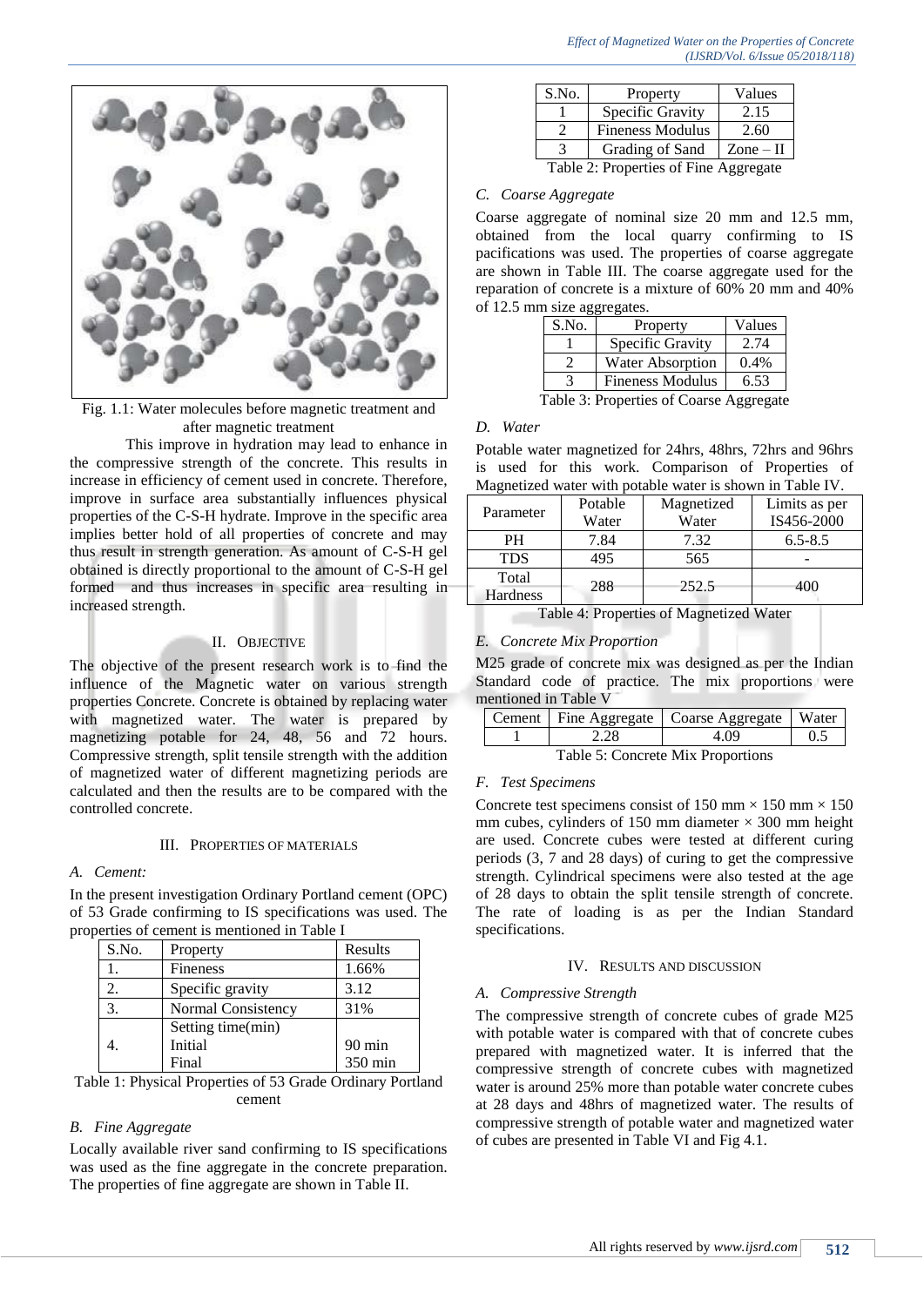Fig. 1.1: Water molecules before magnetic treatment and after magnetic treatment

This improve in hydration may lead to enhance in the compressive strength of the concrete. This results in increase in efficiency of cement used in concrete. Therefore, improve in surface area substantially influences physical properties of the C-S-H hydrate. Improve in the specific area implies better hold of all properties of concrete and may thus result in strength generation. As amount of C-S-H gel obtained is directly proportional to the amount of C-S-H gel formed and thus increases in specific area resulting in increased strength.

## II. Objective

The objective of the present research work is to find the influence of the Magnetic water on various strength properties Concrete. Concrete is obtained by replacing water with magnetized water. The water is prepared by magnetizing potable for 24, 48, 56 and 72 hours. Compressive strength, split tensile strength with the addition of magnetized water of different magnetizing periods are calculated and then the results are to be compared with the controlled concrete.

## III. Properties of Materials

### A. Cement:

In the present investigation Ordinary Portland cement (OPC) of 53 Grade confirming to IS specifications was used. The properties of cement is mentioned in Table I

| S.No. | Property | Results |
|---|---|---|
| 1. | Fineness | 1.66% |
| 2. | Specific gravity | 3.12 |
| 3. | Normal Consistency | 31% |
| 4. | Setting time(min)<br>Initial<br>Final | <br>90 min<br>350 min |

Table 1: Physical Properties of 53 Grade Ordinary Portland cement

### B. Fine Aggregate

Locally available river sand confirming to IS specifications was used as the fine aggregate in the concrete preparation. The properties of fine aggregate are shown in Table II.

| S.No. | Property | Values |
|---|---|---|
| 1 | Specific Gravity | 2.15 |
| 2 | Fineness Modulus | 2.60 |
| 3 | Grading of Sand | Zone – II |

Table 2: Properties of Fine Aggregate

### C. Coarse Aggregate

Coarse aggregate of nominal size 20 mm and 12.5 mm, obtained from the local quarry confirming to IS pacifications was used. The properties of coarse aggregate are shown in Table III. The coarse aggregate used for the reparation of concrete is a mixture of 60% 20 mm and 40% of 12.5 mm size aggregates.

| S.No. | Property | Values |
|---|---|---|
| 1 | Specific Gravity | 2.74 |
| 2 | Water Absorption | 0.4% |
| 3 | Fineness Modulus | 6.53 |

Table 3: Properties of Coarse Aggregate

### D. Water

Potable water magnetized for 24hrs, 48hrs, 72hrs and 96hrs is used for this work. Comparison of Properties of Magnetized water with potable water is shown in Table IV.

| Parameter | Potable Water | Magnetized Water | Limits as per IS456-2000 |
|---|---|---|---|
| PH | 7.84 | 7.32 | 6.5-8.5 |
| TDS | 495 | 565 | - |
| Total Hardness | 288 | 252.5 | 400 |

Table 4: Properties of Magnetized Water

### E. Concrete Mix Proportion

M25 grade of concrete mix was designed as per the Indian Standard code of practice. The mix proportions were mentioned in Table V

| Cement | Fine Aggregate | Coarse Aggregate | Water |
|---|---|---|---|
| 1 | 2.28 | 4.09 | 0.5 |

Table 5: Concrete Mix Proportions

### F. Test Specimens

Concrete test specimens consist of 150 mm × 150 mm × 150 mm cubes, cylinders of 150 mm diameter × 300 mm height are used. Concrete cubes were tested at different curing periods (3, 7 and 28 days) of curing to get the compressive strength. Cylindrical specimens were also tested at the age of 28 days to obtain the split tensile strength of concrete. The rate of loading is as per the Indian Standard specifications.

## IV. Results and Discussion

### A. Compressive Strength

The compressive strength of concrete cubes of grade M25 with potable water is compared with that of concrete cubes prepared with magnetized water. It is inferred that the compressive strength of concrete cubes with magnetized water is around 25% more than potable water concrete cubes at 28 days and 48hrs of magnetized water. The results of compressive strength of potable water and magnetized water of cubes are presented in Table VI and Fig 4.1.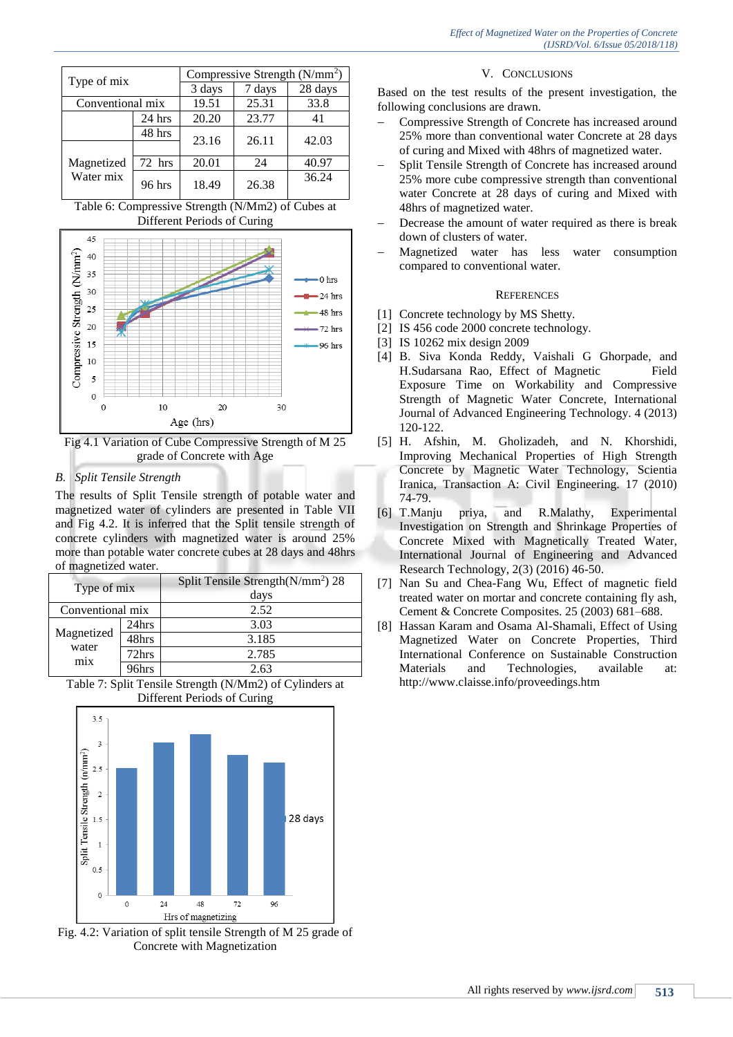| Type of mix | | Compressive Strength (N/mm$^2$) | | |
|---|---|---|---|---|
| | | 3 days | 7 days | 28 days |
| Conventional mix | | 19.51 | 25.31 | 33.8 |
| Magnetized Water mix | 24 hrs | 20.20 | 23.77 | 41 |
| | 48 hrs | 23.16 | 26.11 | 42.03 |
| | 72 hrs | 20.01 | 24 | 40.97 |
| | 96 hrs | 18.49 | 26.38 | 36.24 |

Table 6: Compressive Strength (N/Mm2) of Cubes at Different Periods of Curing

Compressive Strength (N/mm$^2$)
45
40
35
30
25
20
15
10
5
0
0
10
20
30
Age (hrs)
0 hrs
24 hrs
48 hrs
72 hrs
96 hrs

Fig 4.1 Variation of Cube Compressive Strength of M 25 grade of Concrete with Age

## B. *Split Tensile Strength*

The results of Split Tensile strength of potable water and magnetized water of cylinders are presented in Table VII and Fig 4.2. It is inferred that the Split tensile strength of concrete cylinders with magnetized water is around 25% more than potable water concrete cubes at 28 days and 48hrs of magnetized water.

| Type of mix | | Split Tensile Strength(N/mm$^2$) 28 days |
|---|---|---|
| Conventional mix | | 2.52 |
| Magnetized water mix | 24hrs | 3.03 |
| | 48hrs | 3.185 |
| | 72hrs | 2.785 |
| | 96hrs | 2.63 |

Table 7: Split Tensile Strength (N/Mm2) of Cylinders at Different Periods of Curing

Split Tensile Strength (n/mm$^2$)
3.5
3
2.5
2
1.5
1
0.5
0
0
24
48
72
96
Hrs of magnetizing
28 days

Fig. 4.2: Variation of split tensile Strength of M 25 grade of Concrete with Magnetization

## V. CONCLUSIONS

Based on the test results of the present investigation, the following conclusions are drawn.

- Compressive Strength of Concrete has increased around 25% more than conventional water Concrete at 28 days of curing and Mixed with 48hrs of magnetized water.
- Split Tensile Strength of Concrete has increased around 25% more cube compressive strength than conventional water Concrete at 28 days of curing and Mixed with 48hrs of magnetized water.
- Decrease the amount of water required as there is break down of clusters of water.
- Magnetized water has less water consumption compared to conventional water.

## REFERENCES

[1] Concrete technology by MS Shetty.

[2] IS 456 code 2000 concrete technology.

[3] IS 10262 mix design 2009

[4] B. Siva Konda Reddy, Vaishali G Ghorpade, and H.Sudarsana Rao, Effect of Magnetic Field Exposure Time on Workability and Compressive Strength of Magnetic Water Concrete, International Journal of Advanced Engineering Technology. 4 (2013) 120-122.

[5] H. Afshin, M. Gholizadeh, and N. Khorshidi, Improving Mechanical Properties of High Strength Concrete by Magnetic Water Technology, Scientia Iranica, Transaction A: Civil Engineering. 17 (2010) 74-79.

[6] T.Manju priya, and R.Malathy, Experimental Investigation on Strength and Shrinkage Properties of Concrete Mixed with Magnetically Treated Water, International Journal of Engineering and Advanced Research Technology, 2(3) (2016) 46-50.

[7] Nan Su and Chea-Fang Wu, Effect of magnetic field treated water on mortar and concrete containing fly ash, Cement & Concrete Composites. 25 (2003) 681–688.

[8] Hassan Karam and Osama Al-Shamali, Effect of Using Magnetized Water on Concrete Properties, Third International Conference on Sustainable Construction Materials and Technologies, available at: http://www.claisse.info/proveedings.htm